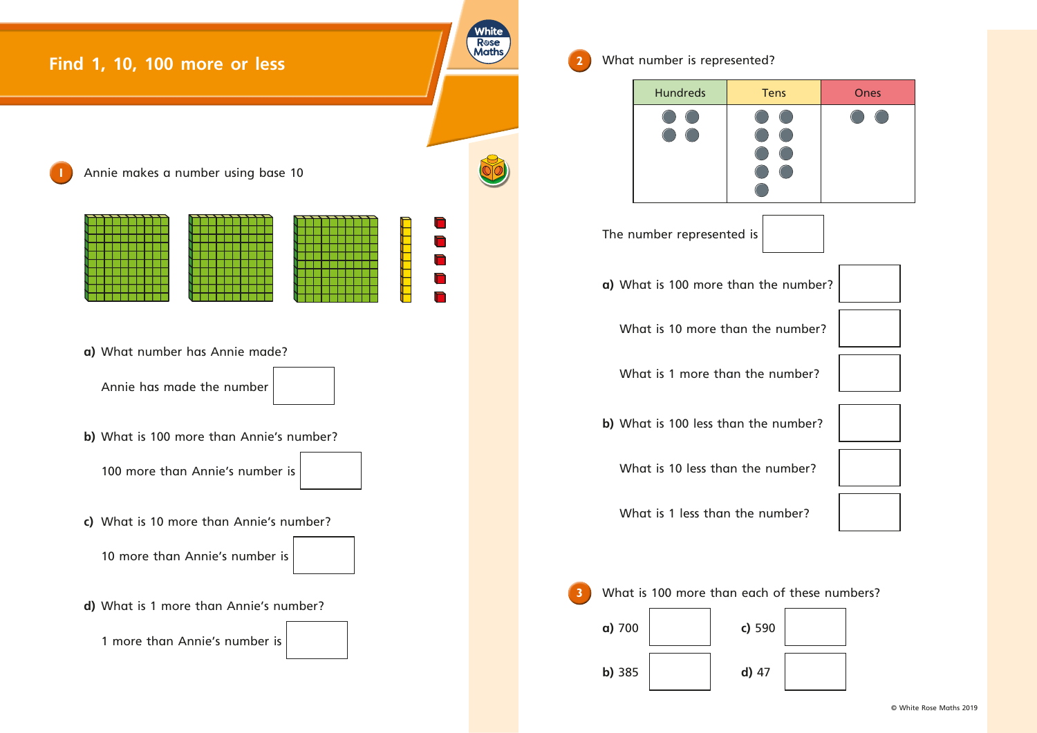# Find 1, 10, 100 more or less

**1** Annie makes a number using base 10

**a)** What number has Annie made?

Annie has made the number

**b)** What is 100 more than Annie's number?

100 more than Annie's number is

**c)** What is 10 more than Annie's number?

10 more than Annie's number is

**d)** What is 1 more than Annie's number?

1 more than Annie's number is

**2** What number is represented?

| Hundreds | Tens | Ones |
|---|---|---|
| ● ● ● ● | ● ● ● ● ● ● ● ● ● | ● ● |

The number represented is

**a)** What is 100 more than the number?

What is 10 more than the number?

What is 1 more than the number?

**b)** What is 100 less than the number?

What is 10 less than the number?

What is 1 less than the number?

**3** What is 100 more than each of these numbers?

**a)** 700

**b)** 385

**c)** 590

**d)** 47

© White Rose Maths 2019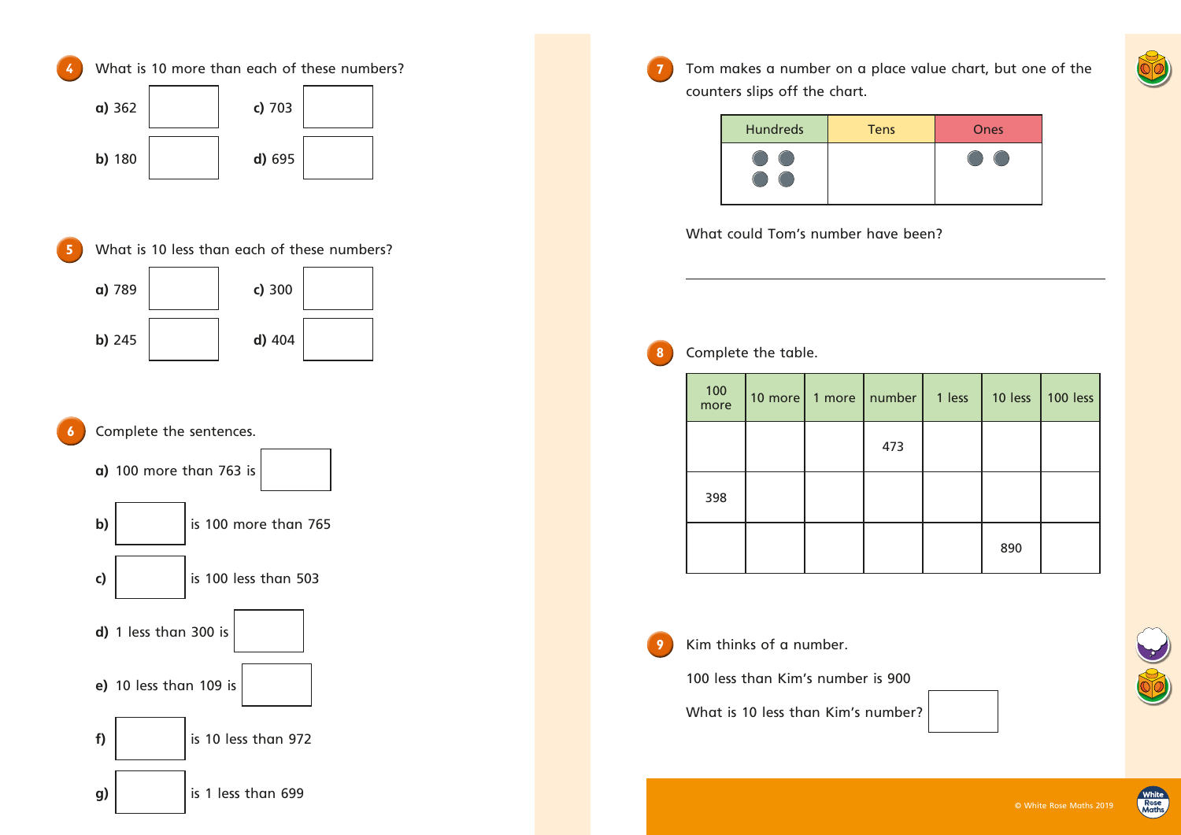**4** What is 10 more than each of these numbers?

a) 362 ☐

b) 180 ☐

c) 703 ☐

d) 695 ☐

**5** What is 10 less than each of these numbers?

a) 789 ☐

b) 245 ☐

c) 300 ☐

d) 404 ☐

**6** Complete the sentences.

a) 100 more than 763 is ☐

b) ☐ is 100 more than 765

c) ☐ is 100 less than 503

d) 1 less than 300 is ☐

e) 10 less than 109 is ☐

f) ☐ is 10 less than 972

g) ☐ is 1 less than 699

**7** Tom makes a number on a place value chart, but one of the counters slips off the chart.

| Hundreds | Tens | Ones |
|---|---|---|
| ● ● ● ● | | ● ● |

What could Tom's number have been?

______________________________

**8** Complete the table.

| 100 more | 10 more | 1 more | number | 1 less | 10 less | 100 less |
|---|---|---|---|---|---|---|
| | | | 473 | | | |
| 398 | | | | | | |
| | | | | | 890 | |

**9** Kim thinks of a number.

100 less than Kim's number is 900

What is 10 less than Kim's number? ☐